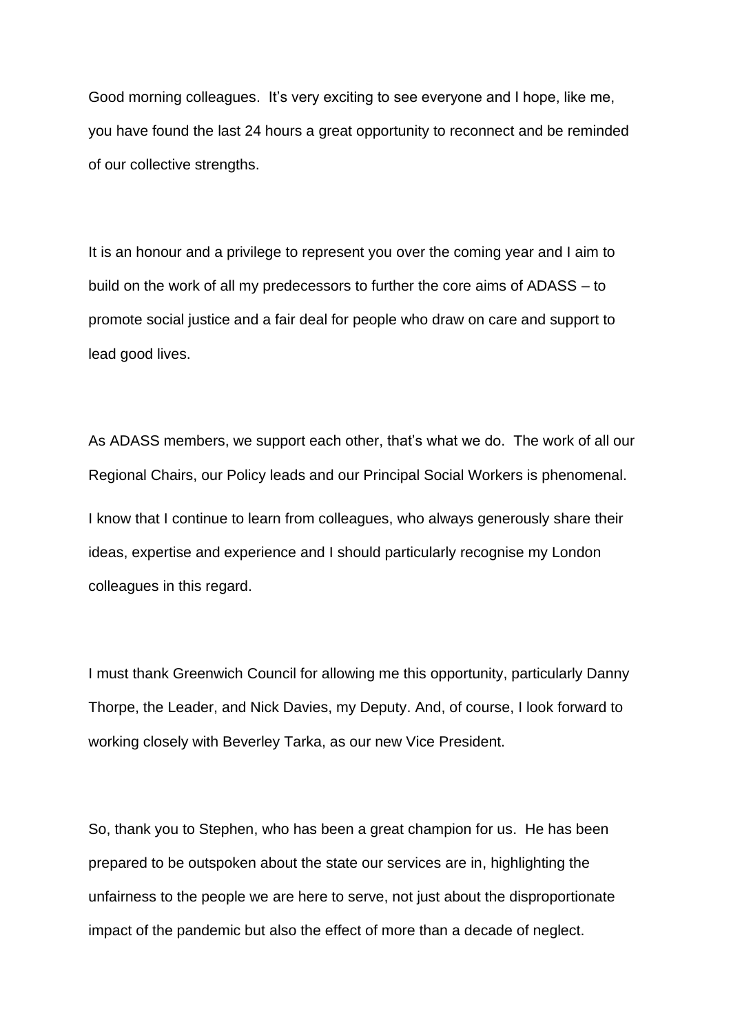Good morning colleagues. It's very exciting to see everyone and I hope, like me, you have found the last 24 hours a great opportunity to reconnect and be reminded of our collective strengths.

It is an honour and a privilege to represent you over the coming year and I aim to build on the work of all my predecessors to further the core aims of ADASS – to promote social justice and a fair deal for people who draw on care and support to lead good lives.

As ADASS members, we support each other, that's what we do. The work of all our Regional Chairs, our Policy leads and our Principal Social Workers is phenomenal. I know that I continue to learn from colleagues, who always generously share their ideas, expertise and experience and I should particularly recognise my London colleagues in this regard.

I must thank Greenwich Council for allowing me this opportunity, particularly Danny Thorpe, the Leader, and Nick Davies, my Deputy. And, of course, I look forward to working closely with Beverley Tarka, as our new Vice President.

So, thank you to Stephen, who has been a great champion for us. He has been prepared to be outspoken about the state our services are in, highlighting the unfairness to the people we are here to serve, not just about the disproportionate impact of the pandemic but also the effect of more than a decade of neglect.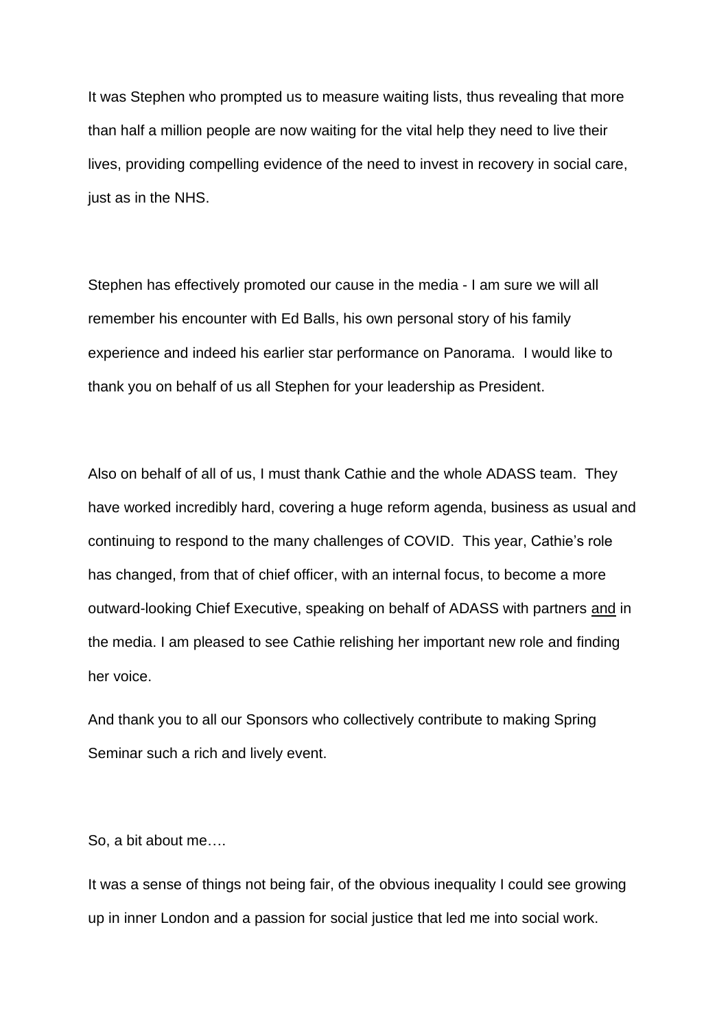It was Stephen who prompted us to measure waiting lists, thus revealing that more than half a million people are now waiting for the vital help they need to live their lives, providing compelling evidence of the need to invest in recovery in social care, just as in the NHS.

Stephen has effectively promoted our cause in the media - I am sure we will all remember his encounter with Ed Balls, his own personal story of his family experience and indeed his earlier star performance on Panorama. I would like to thank you on behalf of us all Stephen for your leadership as President.

Also on behalf of all of us, I must thank Cathie and the whole ADASS team. They have worked incredibly hard, covering a huge reform agenda, business as usual and continuing to respond to the many challenges of COVID. This year, Cathie's role has changed, from that of chief officer, with an internal focus, to become a more outward-looking Chief Executive, speaking on behalf of ADASS with partners <u>and</u> in the media. I am pleased to see Cathie relishing her important new role and finding her voice.

And thank you to all our Sponsors who collectively contribute to making Spring Seminar such a rich and lively event.

So, a bit about me….

It was a sense of things not being fair, of the obvious inequality I could see growing up in inner London and a passion for social justice that led me into social work.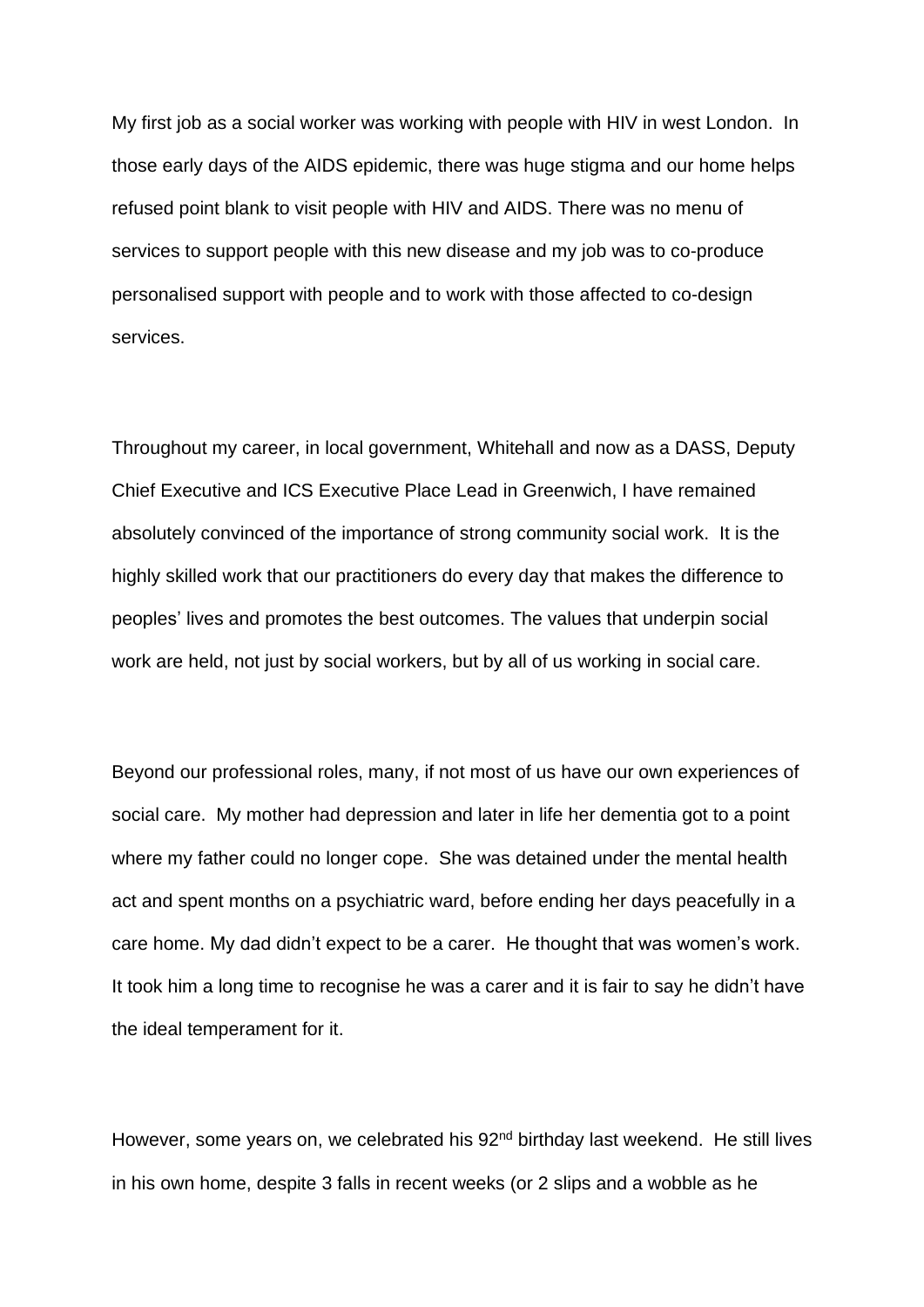My first job as a social worker was working with people with HIV in west London. In those early days of the AIDS epidemic, there was huge stigma and our home helps refused point blank to visit people with HIV and AIDS. There was no menu of services to support people with this new disease and my job was to co-produce personalised support with people and to work with those affected to co-design services.

Throughout my career, in local government, Whitehall and now as a DASS, Deputy Chief Executive and ICS Executive Place Lead in Greenwich, I have remained absolutely convinced of the importance of strong community social work. It is the highly skilled work that our practitioners do every day that makes the difference to peoples' lives and promotes the best outcomes. The values that underpin social work are held, not just by social workers, but by all of us working in social care.

Beyond our professional roles, many, if not most of us have our own experiences of social care. My mother had depression and later in life her dementia got to a point where my father could no longer cope. She was detained under the mental health act and spent months on a psychiatric ward, before ending her days peacefully in a care home. My dad didn't expect to be a carer. He thought that was women's work. It took him a long time to recognise he was a carer and it is fair to say he didn't have the ideal temperament for it.

However, some years on, we celebrated his 92nd birthday last weekend. He still lives in his own home, despite 3 falls in recent weeks (or 2 slips and a wobble as he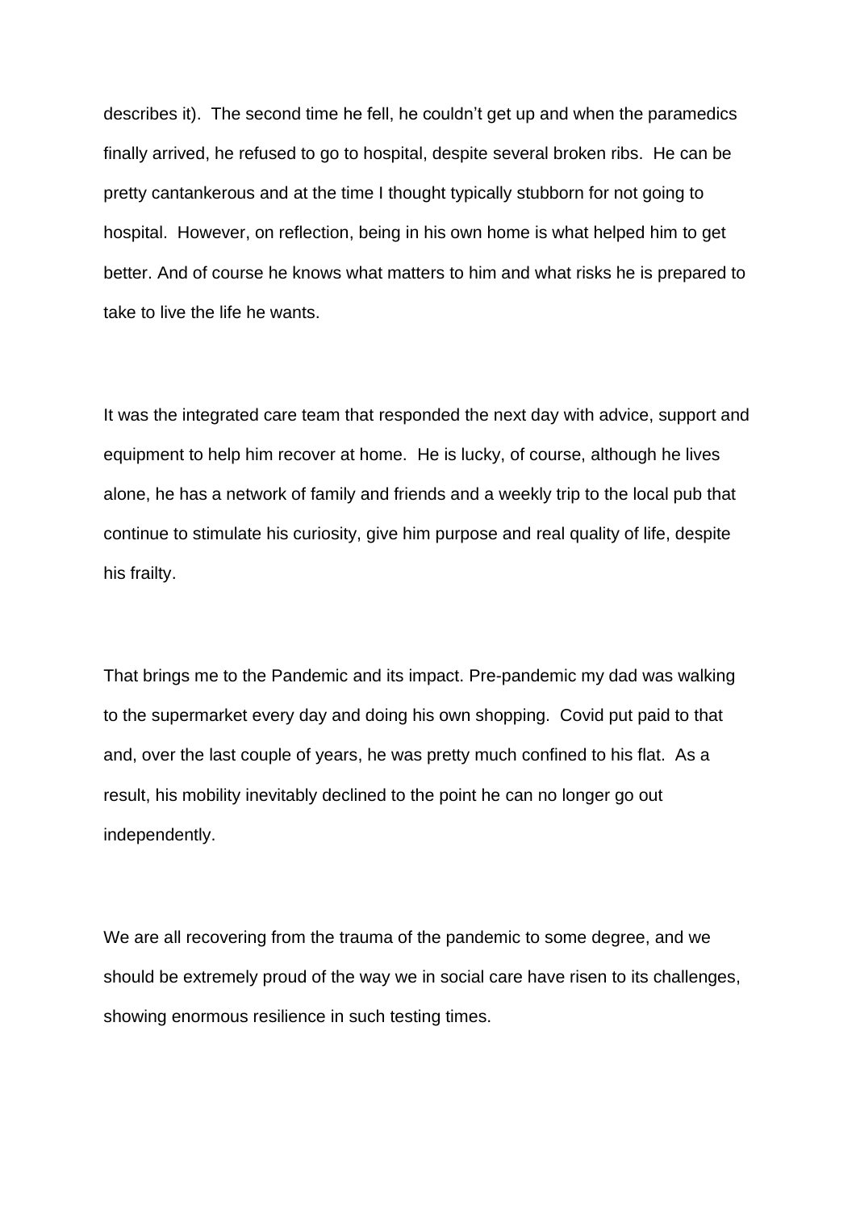describes it). The second time he fell, he couldn't get up and when the paramedics finally arrived, he refused to go to hospital, despite several broken ribs. He can be pretty cantankerous and at the time I thought typically stubborn for not going to hospital. However, on reflection, being in his own home is what helped him to get better. And of course he knows what matters to him and what risks he is prepared to take to live the life he wants.

It was the integrated care team that responded the next day with advice, support and equipment to help him recover at home. He is lucky, of course, although he lives alone, he has a network of family and friends and a weekly trip to the local pub that continue to stimulate his curiosity, give him purpose and real quality of life, despite his frailty.

That brings me to the Pandemic and its impact. Pre-pandemic my dad was walking to the supermarket every day and doing his own shopping. Covid put paid to that and, over the last couple of years, he was pretty much confined to his flat. As a result, his mobility inevitably declined to the point he can no longer go out independently.

We are all recovering from the trauma of the pandemic to some degree, and we should be extremely proud of the way we in social care have risen to its challenges, showing enormous resilience in such testing times.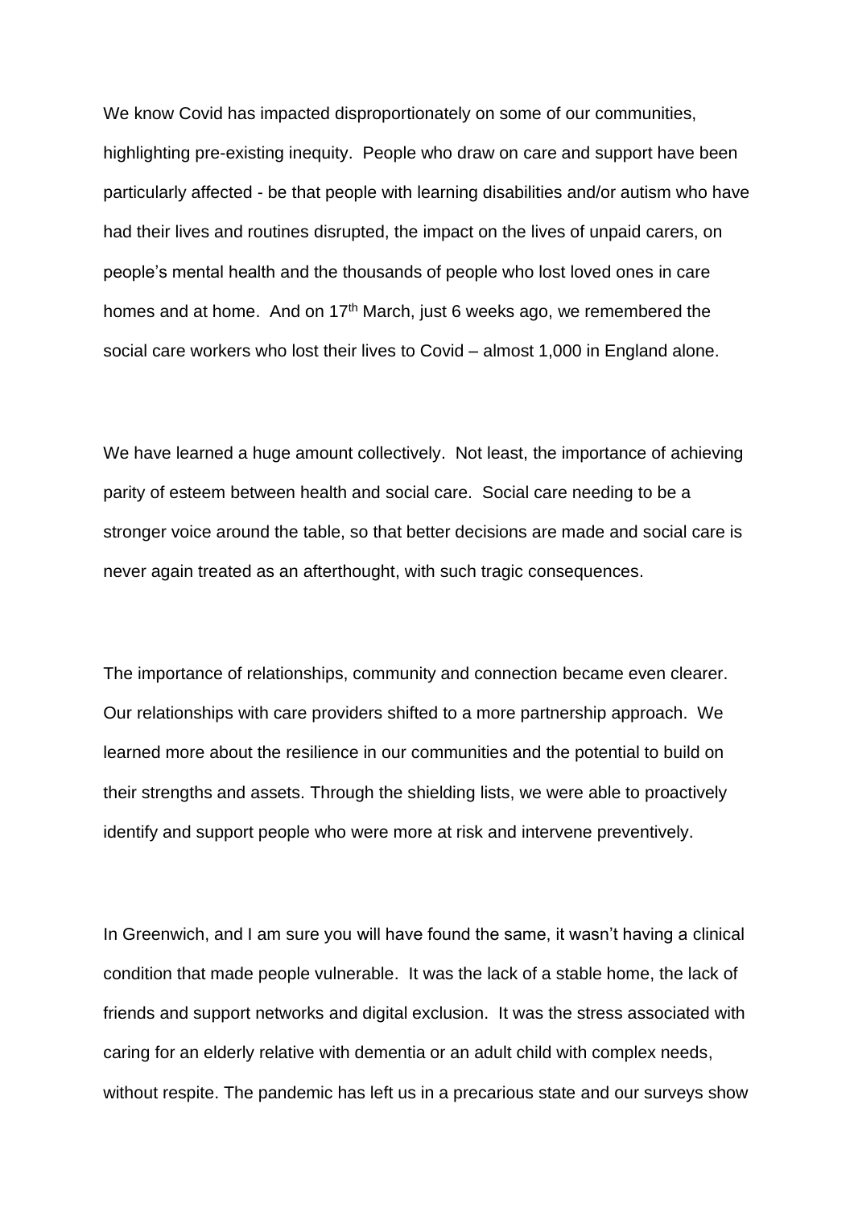We know Covid has impacted disproportionately on some of our communities, highlighting pre-existing inequity. People who draw on care and support have been particularly affected - be that people with learning disabilities and/or autism who have had their lives and routines disrupted, the impact on the lives of unpaid carers, on people's mental health and the thousands of people who lost loved ones in care homes and at home. And on 17th March, just 6 weeks ago, we remembered the social care workers who lost their lives to Covid – almost 1,000 in England alone.

We have learned a huge amount collectively. Not least, the importance of achieving parity of esteem between health and social care. Social care needing to be a stronger voice around the table, so that better decisions are made and social care is never again treated as an afterthought, with such tragic consequences.

The importance of relationships, community and connection became even clearer. Our relationships with care providers shifted to a more partnership approach. We learned more about the resilience in our communities and the potential to build on their strengths and assets. Through the shielding lists, we were able to proactively identify and support people who were more at risk and intervene preventively.

In Greenwich, and I am sure you will have found the same, it wasn't having a clinical condition that made people vulnerable. It was the lack of a stable home, the lack of friends and support networks and digital exclusion. It was the stress associated with caring for an elderly relative with dementia or an adult child with complex needs, without respite. The pandemic has left us in a precarious state and our surveys show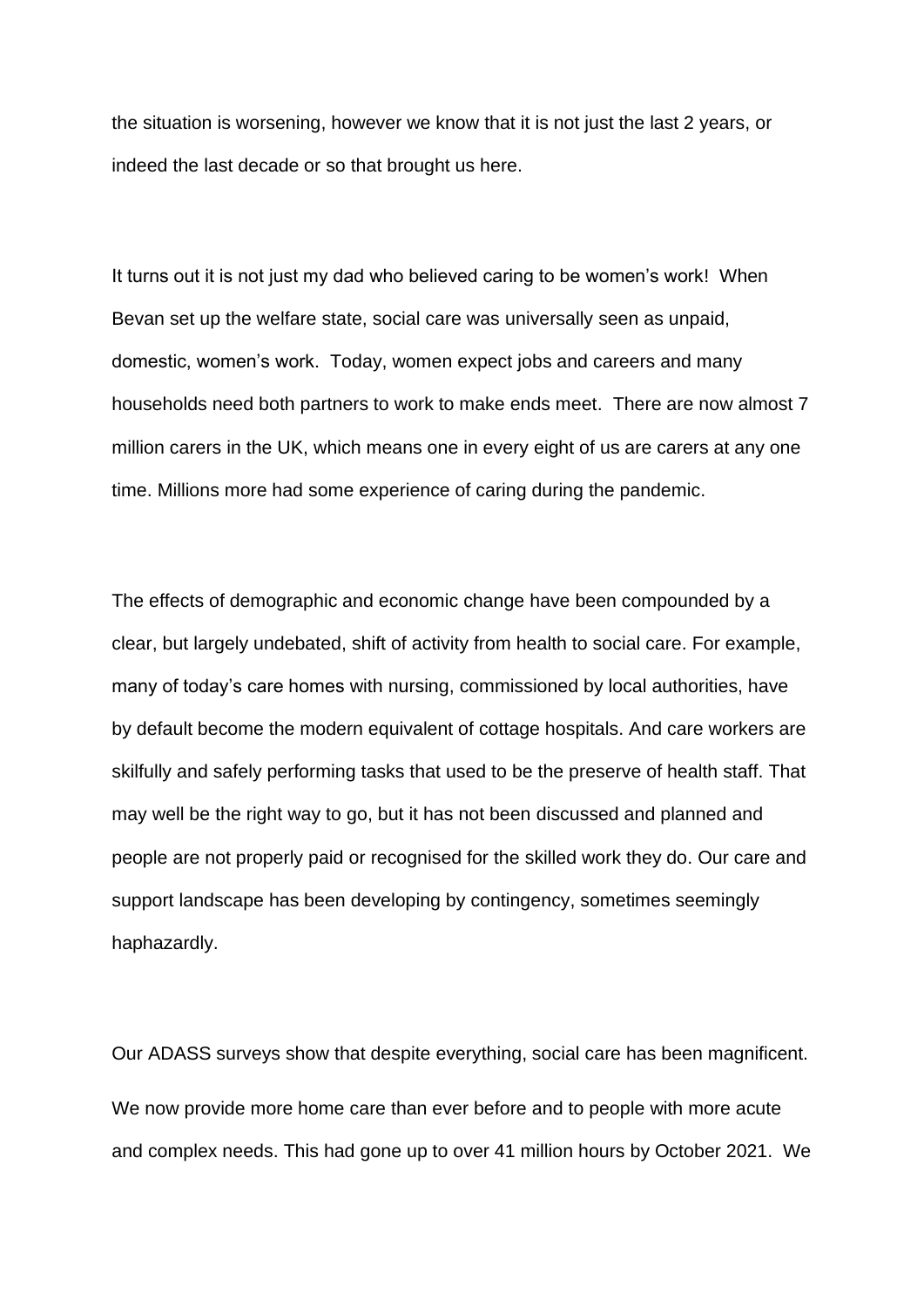the situation is worsening, however we know that it is not just the last 2 years, or indeed the last decade or so that brought us here.

It turns out it is not just my dad who believed caring to be women's work! When Bevan set up the welfare state, social care was universally seen as unpaid, domestic, women's work. Today, women expect jobs and careers and many households need both partners to work to make ends meet. There are now almost 7 million carers in the UK, which means one in every eight of us are carers at any one time. Millions more had some experience of caring during the pandemic.

The effects of demographic and economic change have been compounded by a clear, but largely undebated, shift of activity from health to social care. For example, many of today's care homes with nursing, commissioned by local authorities, have by default become the modern equivalent of cottage hospitals. And care workers are skilfully and safely performing tasks that used to be the preserve of health staff. That may well be the right way to go, but it has not been discussed and planned and people are not properly paid or recognised for the skilled work they do. Our care and support landscape has been developing by contingency, sometimes seemingly haphazardly.

Our ADASS surveys show that despite everything, social care has been magnificent. We now provide more home care than ever before and to people with more acute and complex needs. This had gone up to over 41 million hours by October 2021. We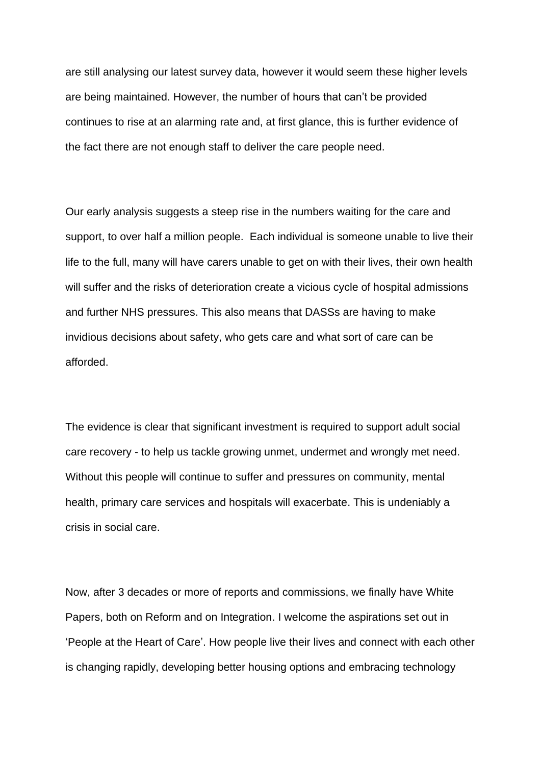are still analysing our latest survey data, however it would seem these higher levels are being maintained. However, the number of hours that can't be provided continues to rise at an alarming rate and, at first glance, this is further evidence of the fact there are not enough staff to deliver the care people need.

Our early analysis suggests a steep rise in the numbers waiting for the care and support, to over half a million people.  Each individual is someone unable to live their life to the full, many will have carers unable to get on with their lives, their own health will suffer and the risks of deterioration create a vicious cycle of hospital admissions and further NHS pressures. This also means that DASSs are having to make invidious decisions about safety, who gets care and what sort of care can be afforded.

The evidence is clear that significant investment is required to support adult social care recovery - to help us tackle growing unmet, undermet and wrongly met need. Without this people will continue to suffer and pressures on community, mental health, primary care services and hospitals will exacerbate. This is undeniably a crisis in social care.

Now, after 3 decades or more of reports and commissions, we finally have White Papers, both on Reform and on Integration. I welcome the aspirations set out in 'People at the Heart of Care'. How people live their lives and connect with each other is changing rapidly, developing better housing options and embracing technology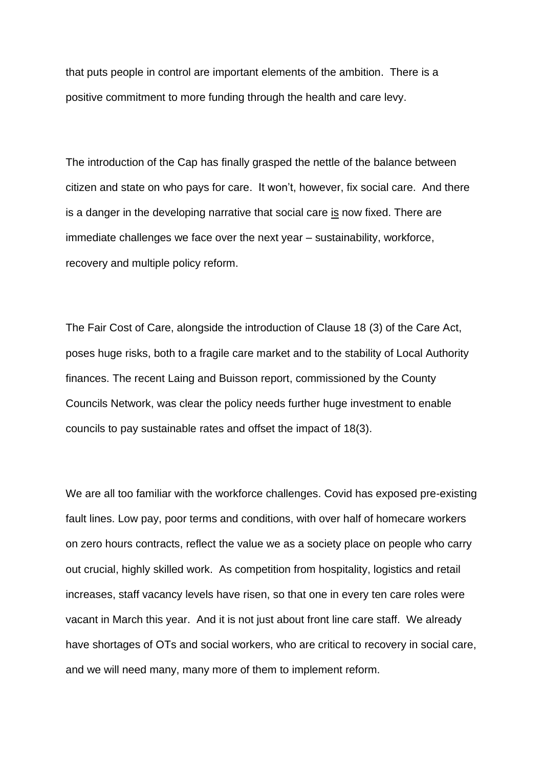that puts people in control are important elements of the ambition. There is a positive commitment to more funding through the health and care levy.

The introduction of the Cap has finally grasped the nettle of the balance between citizen and state on who pays for care. It won't, however, fix social care. And there is a danger in the developing narrative that social care <u>is</u> now fixed. There are immediate challenges we face over the next year – sustainability, workforce, recovery and multiple policy reform.

The Fair Cost of Care, alongside the introduction of Clause 18 (3) of the Care Act, poses huge risks, both to a fragile care market and to the stability of Local Authority finances. The recent Laing and Buisson report, commissioned by the County Councils Network, was clear the policy needs further huge investment to enable councils to pay sustainable rates and offset the impact of 18(3).

We are all too familiar with the workforce challenges. Covid has exposed pre-existing fault lines. Low pay, poor terms and conditions, with over half of homecare workers on zero hours contracts, reflect the value we as a society place on people who carry out crucial, highly skilled work. As competition from hospitality, logistics and retail increases, staff vacancy levels have risen, so that one in every ten care roles were vacant in March this year. And it is not just about front line care staff. We already have shortages of OTs and social workers, who are critical to recovery in social care, and we will need many, many more of them to implement reform.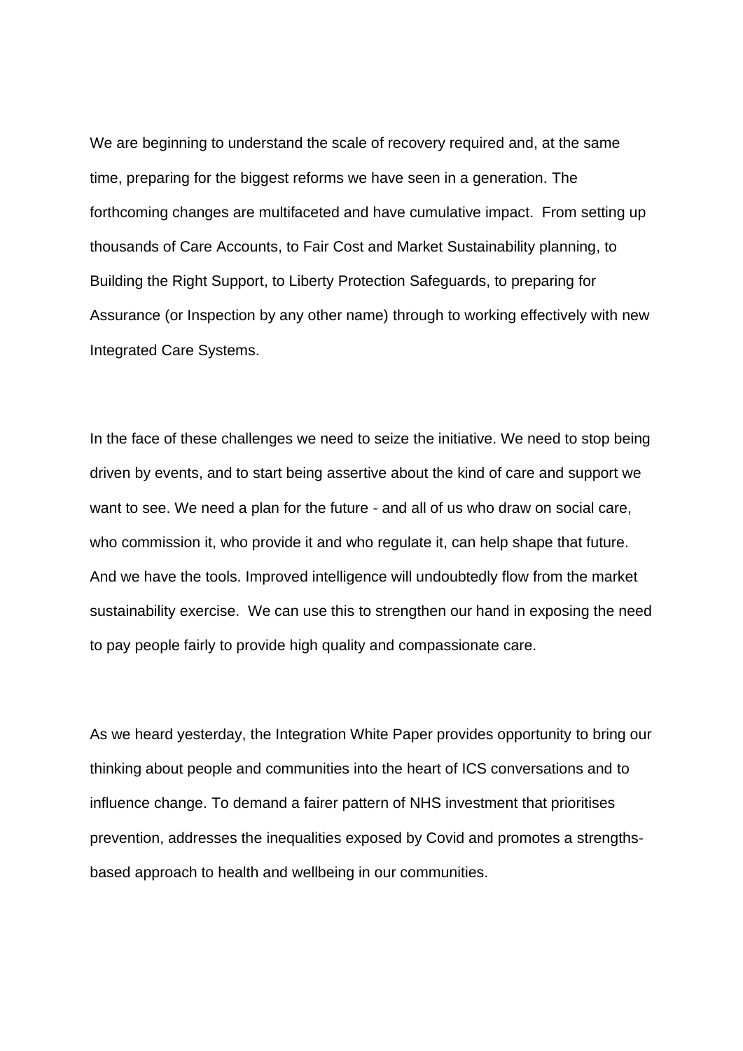We are beginning to understand the scale of recovery required and, at the same time, preparing for the biggest reforms we have seen in a generation. The forthcoming changes are multifaceted and have cumulative impact. From setting up thousands of Care Accounts, to Fair Cost and Market Sustainability planning, to Building the Right Support, to Liberty Protection Safeguards, to preparing for Assurance (or Inspection by any other name) through to working effectively with new Integrated Care Systems.

In the face of these challenges we need to seize the initiative. We need to stop being driven by events, and to start being assertive about the kind of care and support we want to see. We need a plan for the future - and all of us who draw on social care, who commission it, who provide it and who regulate it, can help shape that future. And we have the tools. Improved intelligence will undoubtedly flow from the market sustainability exercise. We can use this to strengthen our hand in exposing the need to pay people fairly to provide high quality and compassionate care.

As we heard yesterday, the Integration White Paper provides opportunity to bring our thinking about people and communities into the heart of ICS conversations and to influence change. To demand a fairer pattern of NHS investment that prioritises prevention, addresses the inequalities exposed by Covid and promotes a strengths-based approach to health and wellbeing in our communities.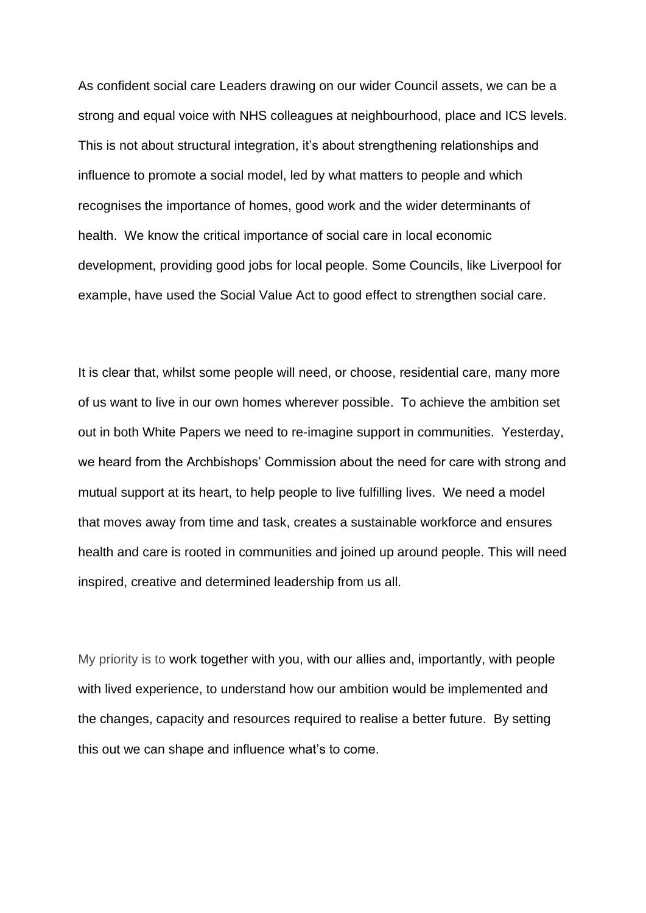As confident social care Leaders drawing on our wider Council assets, we can be a strong and equal voice with NHS colleagues at neighbourhood, place and ICS levels. This is not about structural integration, it's about strengthening relationships and influence to promote a social model, led by what matters to people and which recognises the importance of homes, good work and the wider determinants of health. We know the critical importance of social care in local economic development, providing good jobs for local people. Some Councils, like Liverpool for example, have used the Social Value Act to good effect to strengthen social care.

It is clear that, whilst some people will need, or choose, residential care, many more of us want to live in our own homes wherever possible. To achieve the ambition set out in both White Papers we need to re-imagine support in communities. Yesterday, we heard from the Archbishops' Commission about the need for care with strong and mutual support at its heart, to help people to live fulfilling lives. We need a model that moves away from time and task, creates a sustainable workforce and ensures health and care is rooted in communities and joined up around people. This will need inspired, creative and determined leadership from us all.

My priority is to work together with you, with our allies and, importantly, with people with lived experience, to understand how our ambition would be implemented and the changes, capacity and resources required to realise a better future. By setting this out we can shape and influence what's to come.